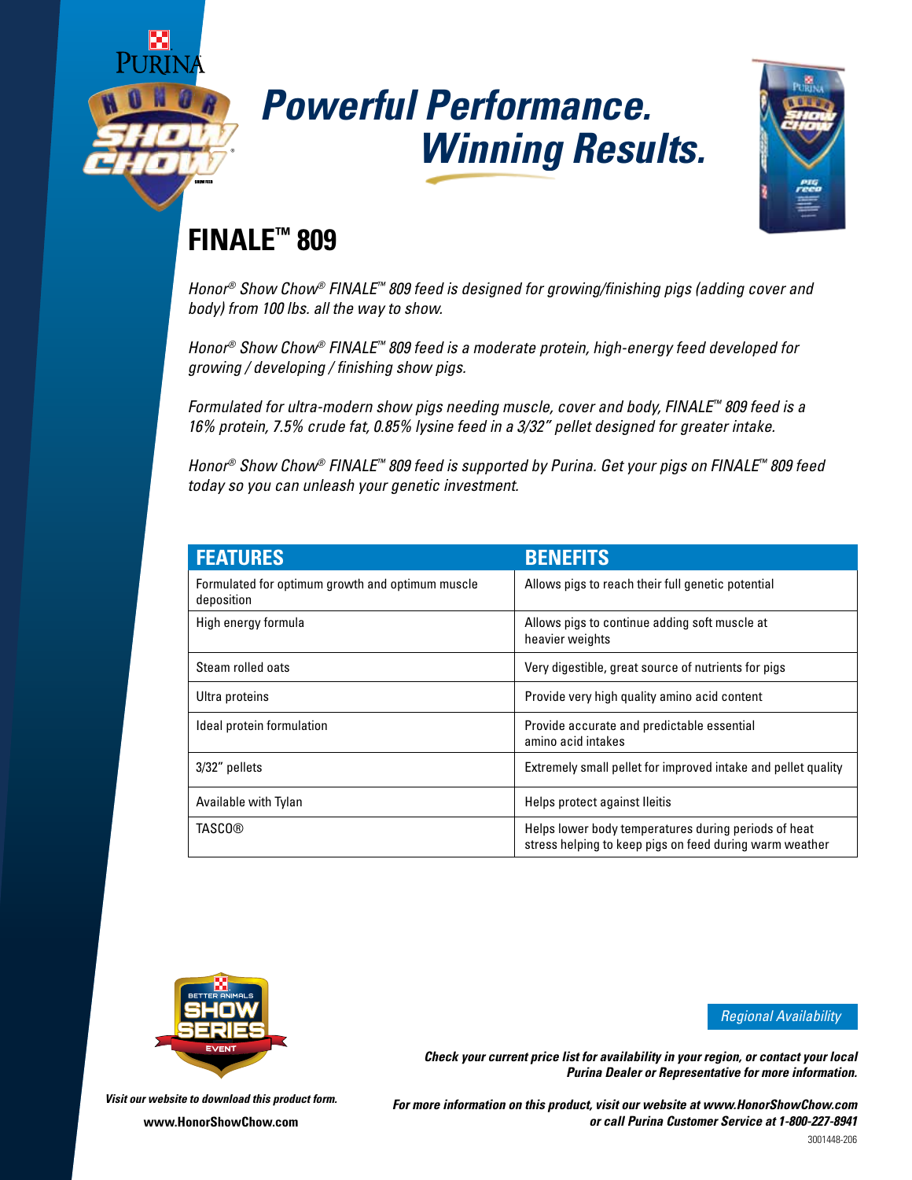# Powerful Performance. Winning Results.

## FINALE™ 809

*Honor® Show Chow® FINALE™ 809 feed is designed for growing/finishing pigs (adding cover and body) from 100 lbs. all the way to show.*

*Honor® Show Chow® FINALE™ 809 feed is a moderate protein, high-energy feed developed for growing / developing / finishing show pigs.*

*Formulated for ultra-modern show pigs needing muscle, cover and body, FINALE™ 809 feed is a 16% protein, 7.5% crude fat, 0.85% lysine feed in a 3/32" pellet designed for greater intake.*

*Honor® Show Chow® FINALE™ 809 feed is supported by Purina. Get your pigs on FINALE™ 809 feed today so you can unleash your genetic investment.*

| FEATURES | BENEFITS |
|---|---|
| Formulated for optimum growth and optimum muscle deposition | Allows pigs to reach their full genetic potential |
| High energy formula | Allows pigs to continue adding soft muscle at heavier weights |
| Steam rolled oats | Very digestible, great source of nutrients for pigs |
| Ultra proteins | Provide very high quality amino acid content |
| Ideal protein formulation | Provide accurate and predictable essential amino acid intakes |
| 3/32" pellets | Extremely small pellet for improved intake and pellet quality |
| Available with Tylan | Helps protect against Ileitis |
| TASCO® | Helps lower body temperatures during periods of heat stress helping to keep pigs on feed during warm weather |

*Regional Availability*

***Check your current price list for availability in your region, or contact your local Purina Dealer or Representative for more information.***

***Visit our website to download this product form.***

**www.HonorShowChow.com**

***For more information on this product, visit our website at www.HonorShowChow.com or call Purina Customer Service at 1-800-227-8941***

3001448-206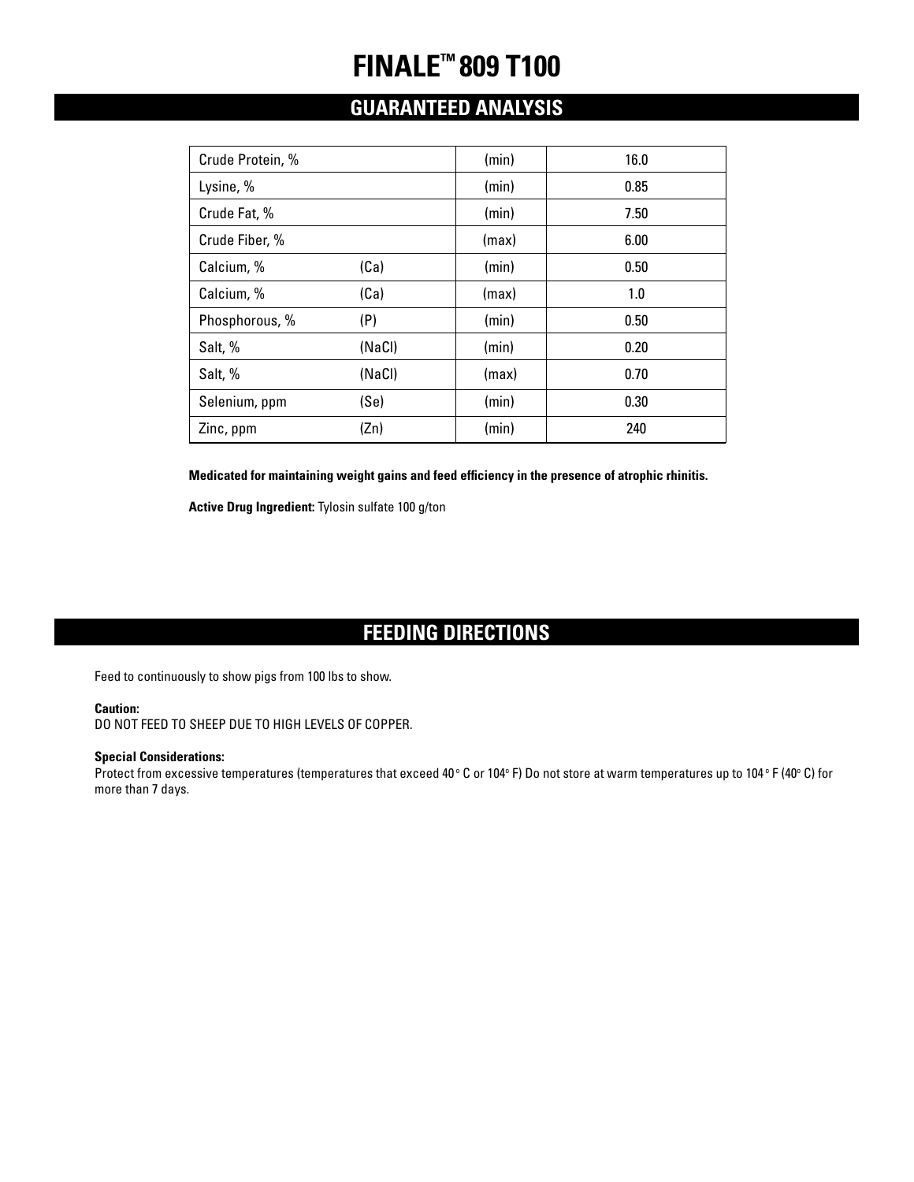# FINALE™ 809 T100

## GUARANTEED ANALYSIS

| | | | |
|---|---|---|---|
| Crude Protein, % | | (min) | 16.0 |
| Lysine, % | | (min) | 0.85 |
| Crude Fat, % | | (min) | 7.50 |
| Crude Fiber, % | | (max) | 6.00 |
| Calcium, % | (Ca) | (min) | 0.50 |
| Calcium, % | (Ca) | (max) | 1.0 |
| Phosphorous, % | (P) | (min) | 0.50 |
| Salt, % | (NaCl) | (min) | 0.20 |
| Salt, % | (NaCl) | (max) | 0.70 |
| Selenium, ppm | (Se) | (min) | 0.30 |
| Zinc, ppm | (Zn) | (min) | 240 |

**Medicated for maintaining weight gains and feed efficiency in the presence of atrophic rhinitis.**

**Active Drug Ingredient:** Tylosin sulfate 100 g/ton

## FEEDING DIRECTIONS

Feed to continuously to show pigs from 100 lbs to show.

**Caution:**
DO NOT FEED TO SHEEP DUE TO HIGH LEVELS OF COPPER.

**Special Considerations:**
Protect from excessive temperatures (temperatures that exceed 40° C or 104° F) Do not store at warm temperatures up to 104° F (40° C) for more than 7 days.